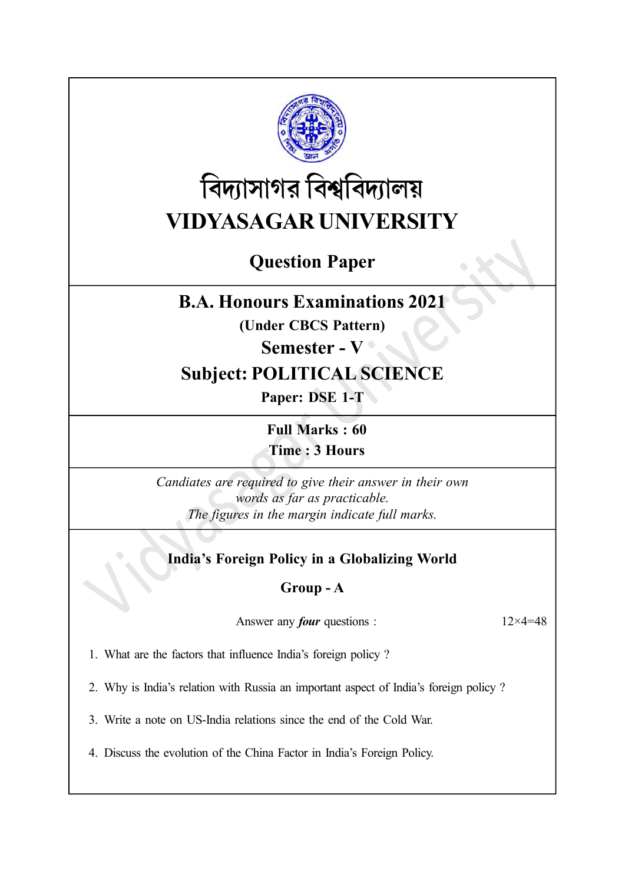# বিদ্যাসাগর বিশ্ববিদ্যালয়

# VIDYASAGAR UNIVERSITY

## Question Paper

## B.A. Honours Examinations 2021

**(Under CBCS Pattern)**

**Semester - V**

**Subject: POLITICAL SCIENCE**

**Paper: DSE 1-T**

**Full Marks : 60**

**Time : 3 Hours**

*Candiates are required to give their answer in their own words as far as practicable.*
*The figures in the margin indicate full marks.*

### India's Foreign Policy in a Globalizing World

### Group - A

Answer any ***four*** questions : 12×4=48

1. What are the factors that influence India's foreign policy ?

2. Why is India's relation with Russia an important aspect of India's foreign policy ?

3. Write a note on US-India relations since the end of the Cold War.

4. Discuss the evolution of the China Factor in India's Foreign Policy.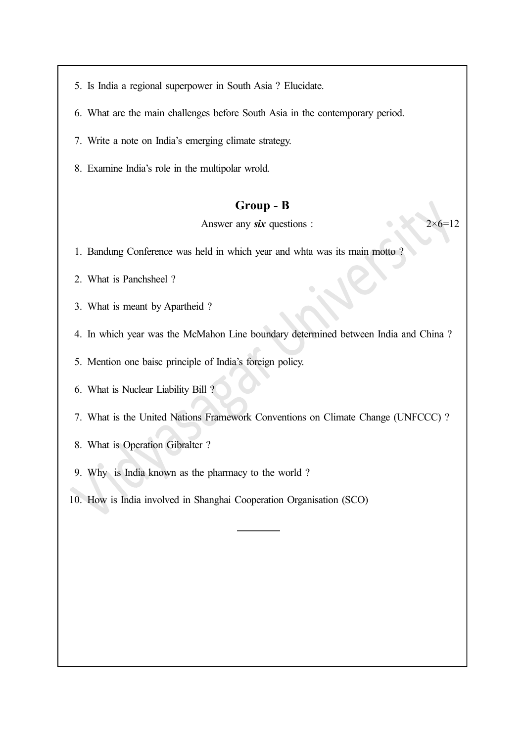5. Is India a regional superpower in South Asia ? Elucidate.

6. What are the main challenges before South Asia in the contemporary period.

7. Write a note on India's emerging climate strategy.

8. Examine India's role in the multipolar wrold.

## Group - B

Answer any ***six*** questions : 2×6=12

1. Bandung Conference was held in which year and whta was its main motto ?

2. What is Panchsheel ?

3. What is meant by Apartheid ?

4. In which year was the McMahon Line boundary determined between India and China ?

5. Mention one baisc principle of India's foreign policy.

6. What is Nuclear Liability Bill ?

7. What is the United Nations Framework Conventions on Climate Change (UNFCCC) ?

8. What is Operation Gibralter ?

9. Why is India known as the pharmacy to the world ?

10. How is India involved in Shanghai Cooperation Organisation (SCO)

---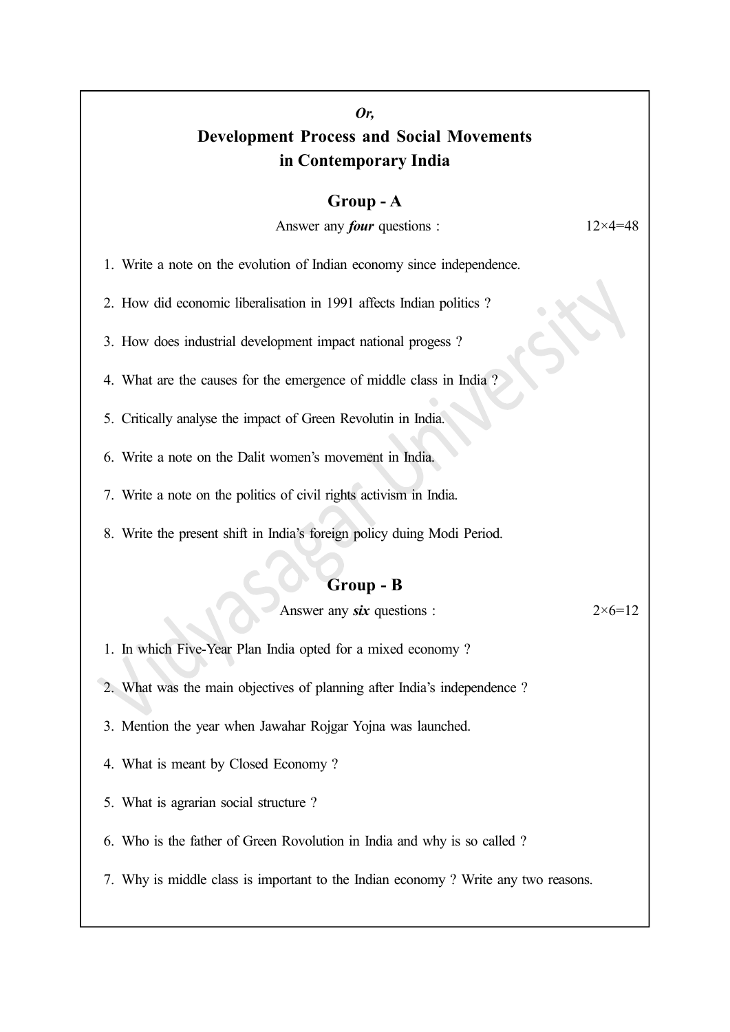*Or,*

# Development Process and Social Movements in Contemporary India

## Group - A

Answer any ***four*** questions : 12×4=48

1. Write a note on the evolution of Indian economy since independence.
2. How did economic liberalisation in 1991 affects Indian politics ?
3. How does industrial development impact national progess ?
4. What are the causes for the emergence of middle class in India ?
5. Critically analyse the impact of Green Revolutin in India.
6. Write a note on the Dalit women's movement in India.
7. Write a note on the politics of civil rights activism in India.
8. Write the present shift in India's foreign policy duing Modi Period.

## Group - B

Answer any ***six*** questions : 2×6=12

1. In which Five-Year Plan India opted for a mixed economy ?
2. What was the main objectives of planning after India's independence ?
3. Mention the year when Jawahar Rojgar Yojna was launched.
4. What is meant by Closed Economy ?
5. What is agrarian social structure ?
6. Who is the father of Green Rovolution in India and why is so called ?
7. Why is middle class is important to the Indian economy ? Write any two reasons.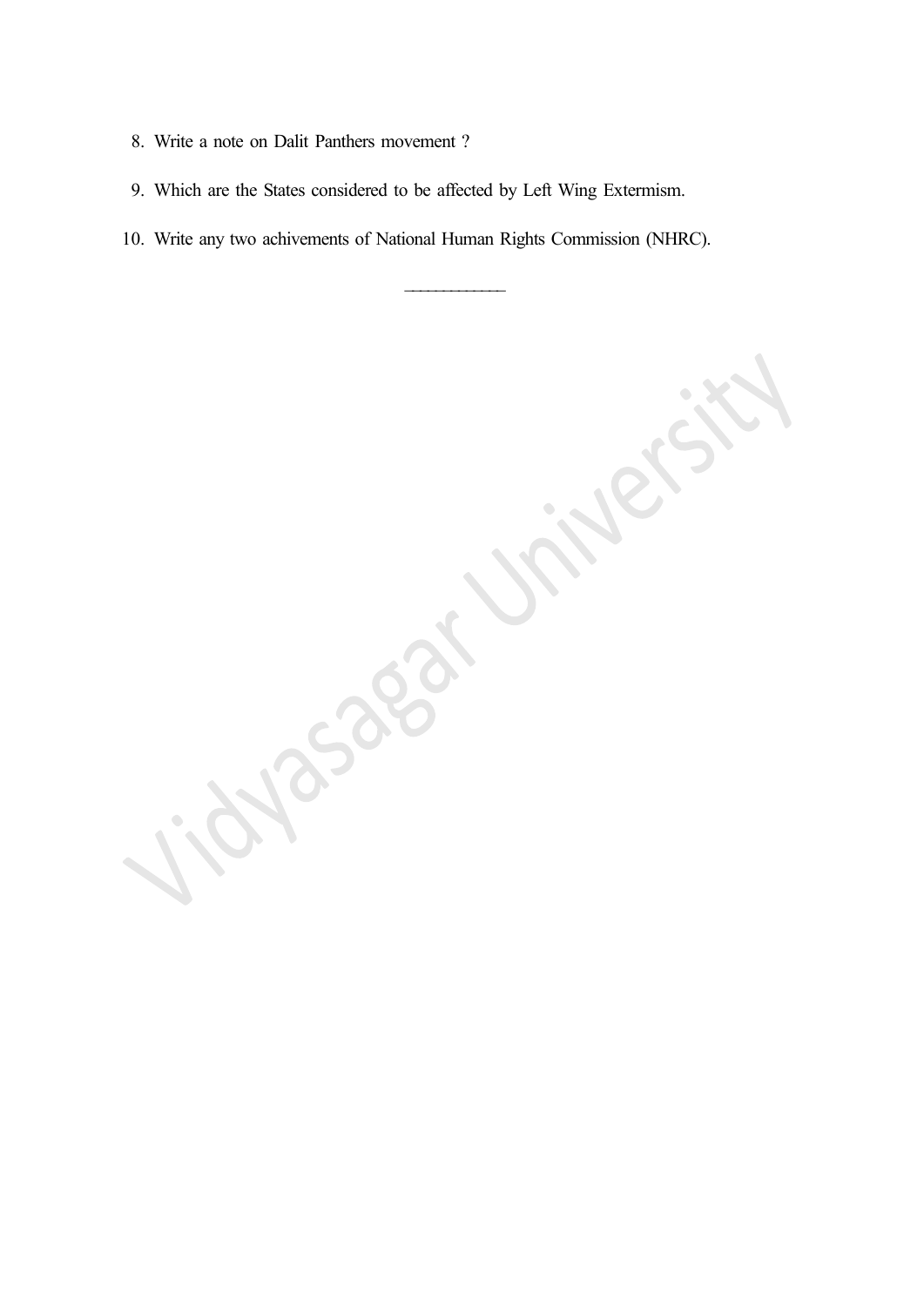8. Write a note on Dalit Panthers movement ?

9. Which are the States considered to be affected by Left Wing Extermism.

10. Write any two achivements of National Human Rights Commission (NHRC).

———————